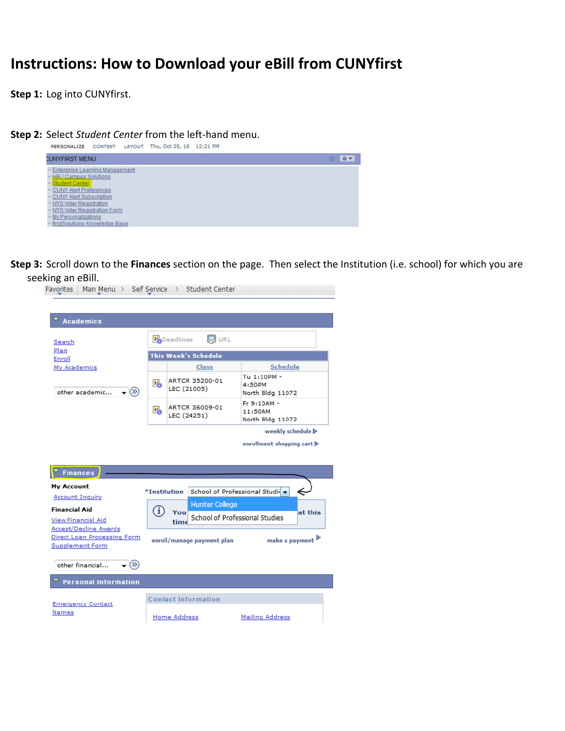# Instructions: How to Download your eBill from CUNYfirst

**Step 1:** Log into CUNYfirst.

**Step 2:** Select *Student Center* from the left-hand menu.

**Step 3:** Scroll down to the **Finances** section on the page. Then select the Institution (i.e. school) for which you are seeking an eBill.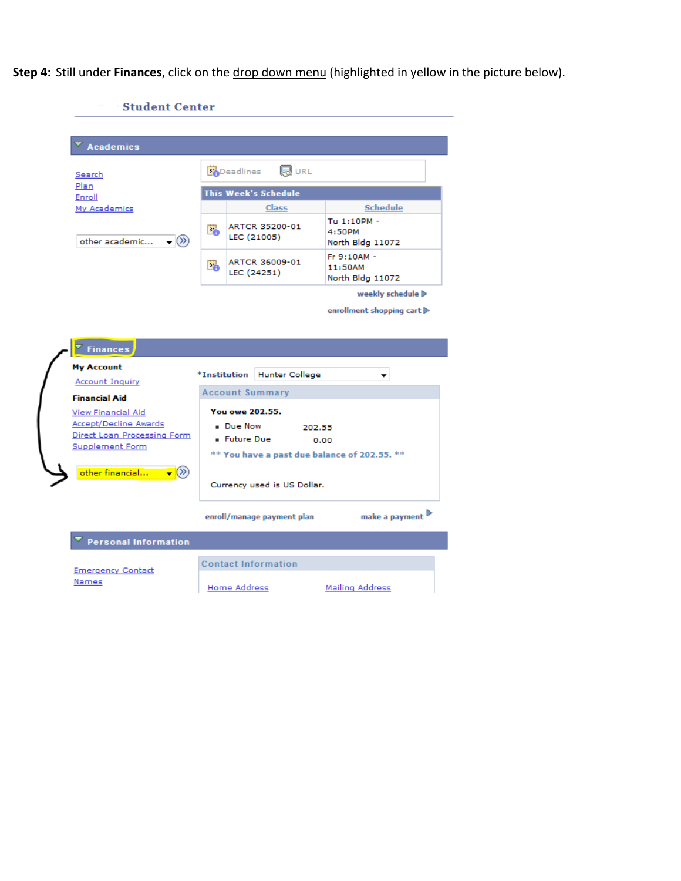**Step 4:** Still under **Finances**, click on the drop down menu (highlighted in yellow in the picture below).

## Student Center

### Academics

Search
Plan
Enroll
My Academics

other academic...

Deadlines URL

**This Week's Schedule**

| Class | Schedule |
|---|---|
| ARTCR 35200-01 LEC (21005) | Tu 1:10PM - 4:50PM North Bldg 11072 |
| ARTCR 36009-01 LEC (24251) | Fr 9:10AM - 11:50AM North Bldg 11072 |

weekly schedule

enrollment shopping cart

### Finances

**My Account**

Account Inquiry

**Financial Aid**

View Financial Aid
Accept/Decline Awards
Direct Loan Processing Form
Supplement Form

other financial...

*Institution Hunter College

**Account Summary**

**You owe 202.55.**

- Due Now 202.55
- Future Due 0.00

** You have a past due balance of 202.55. **

Currency used is US Dollar.

enroll/manage payment plan

make a payment

### Personal Information

Emergency Contact
Names

**Contact Information**

Home Address Mailing Address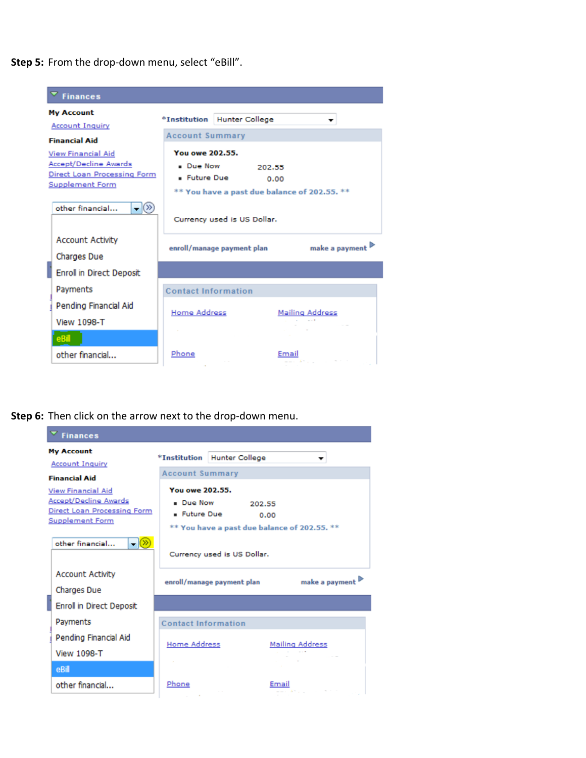**Step 5:** From the drop-down menu, select “eBill”.

**Finances**

**My Account**

Account Inquiry

**Financial Aid**

View Financial Aid

Accept/Decline Awards

Direct Loan Processing Form

Supplement Form

other financial...

- Account Activity
- Charges Due
- Enroll in Direct Deposit
- Payments
- Pending Financial Aid
- View 1098-T
- eBill
- other financial...

*Institution: Hunter College

**Account Summary**

**You owe 202.55.**

- Due Now 202.55
- Future Due 0.00

** You have a past due balance of 202.55. **

Currency used is US Dollar.

enroll/manage payment plan    make a payment

**Contact Information**

Home Address    Mailing Address

Phone    Email

**Step 6:** Then click on the arrow next to the drop-down menu.

**Finances**

**My Account**

Account Inquiry

**Financial Aid**

View Financial Aid

Accept/Decline Awards

Direct Loan Processing Form

Supplement Form

other financial...

- Account Activity
- Charges Due
- Enroll in Direct Deposit
- Payments
- Pending Financial Aid
- View 1098-T
- eBill
- other financial...

*Institution: Hunter College

**Account Summary**

**You owe 202.55.**

- Due Now 202.55
- Future Due 0.00

** You have a past due balance of 202.55. **

Currency used is US Dollar.

enroll/manage payment plan    make a payment

**Contact Information**

Home Address    Mailing Address

Phone    Email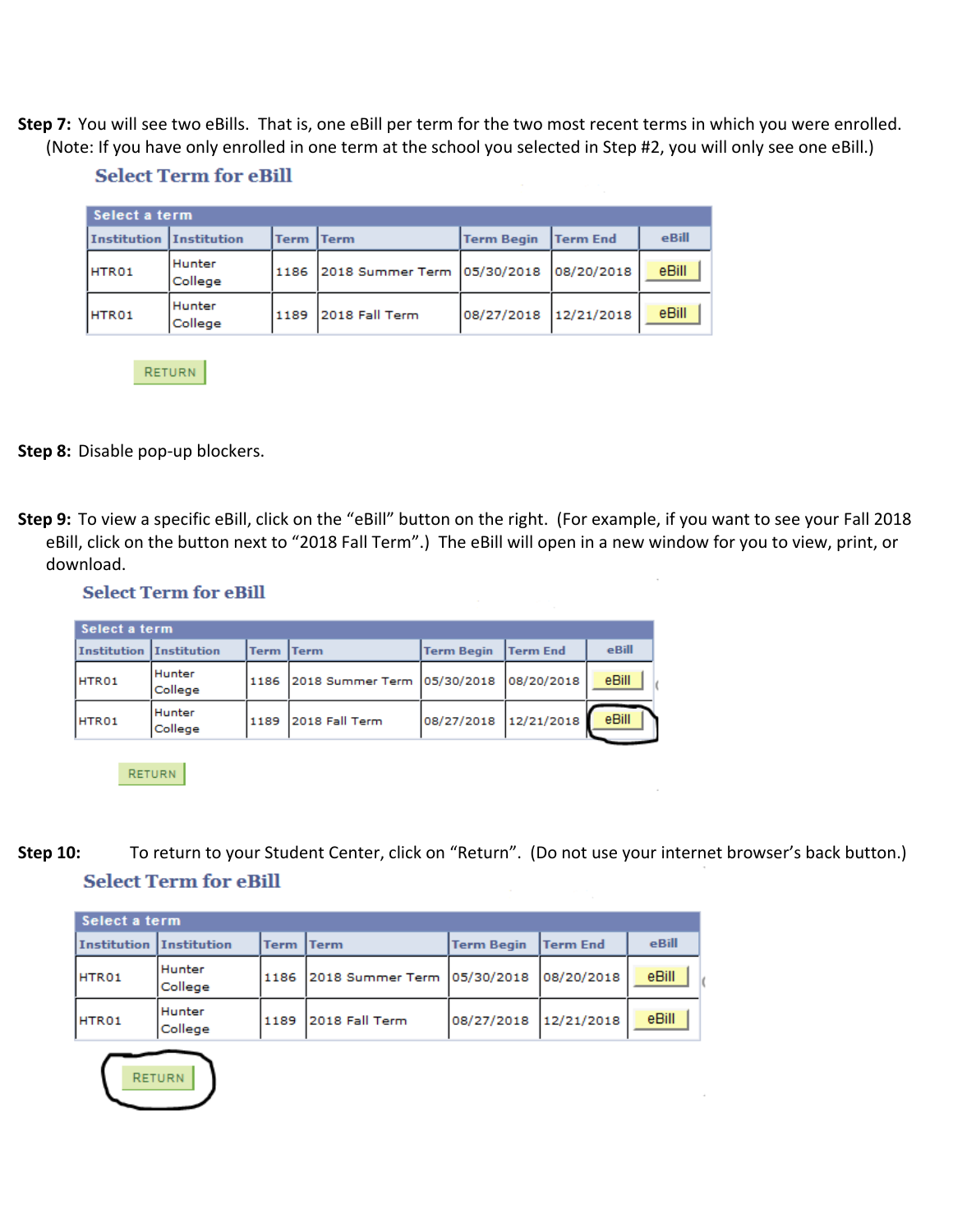**Step 7:** You will see two eBills. That is, one eBill per term for the two most recent terms in which you were enrolled. (Note: If you have only enrolled in one term at the school you selected in Step #2, you will only see one eBill.)

### Select Term for eBill

| Select a term | | | | | | |
|---|---|---|---|---|---|---|
| Institution | Institution | Term | Term | Term Begin | Term End | eBill |
| HTR01 | Hunter College | 1186 | 2018 Summer Term | 05/30/2018 | 08/20/2018 | eBill |
| HTR01 | Hunter College | 1189 | 2018 Fall Term | 08/27/2018 | 12/21/2018 | eBill |

RETURN

**Step 8:** Disable pop-up blockers.

**Step 9:** To view a specific eBill, click on the "eBill" button on the right. (For example, if you want to see your Fall 2018 eBill, click on the button next to "2018 Fall Term".) The eBill will open in a new window for you to view, print, or download.

### Select Term for eBill

| Select a term | | | | | | |
|---|---|---|---|---|---|---|
| Institution | Institution | Term | Term | Term Begin | Term End | eBill |
| HTR01 | Hunter College | 1186 | 2018 Summer Term | 05/30/2018 | 08/20/2018 | eBill |
| HTR01 | Hunter College | 1189 | 2018 Fall Term | 08/27/2018 | 12/21/2018 | eBill |

RETURN

**Step 10:** To return to your Student Center, click on "Return". (Do not use your internet browser's back button.)

### Select Term for eBill

| Select a term | | | | | | |
|---|---|---|---|---|---|---|
| Institution | Institution | Term | Term | Term Begin | Term End | eBill |
| HTR01 | Hunter College | 1186 | 2018 Summer Term | 05/30/2018 | 08/20/2018 | eBill |
| HTR01 | Hunter College | 1189 | 2018 Fall Term | 08/27/2018 | 12/21/2018 | eBill |

RETURN